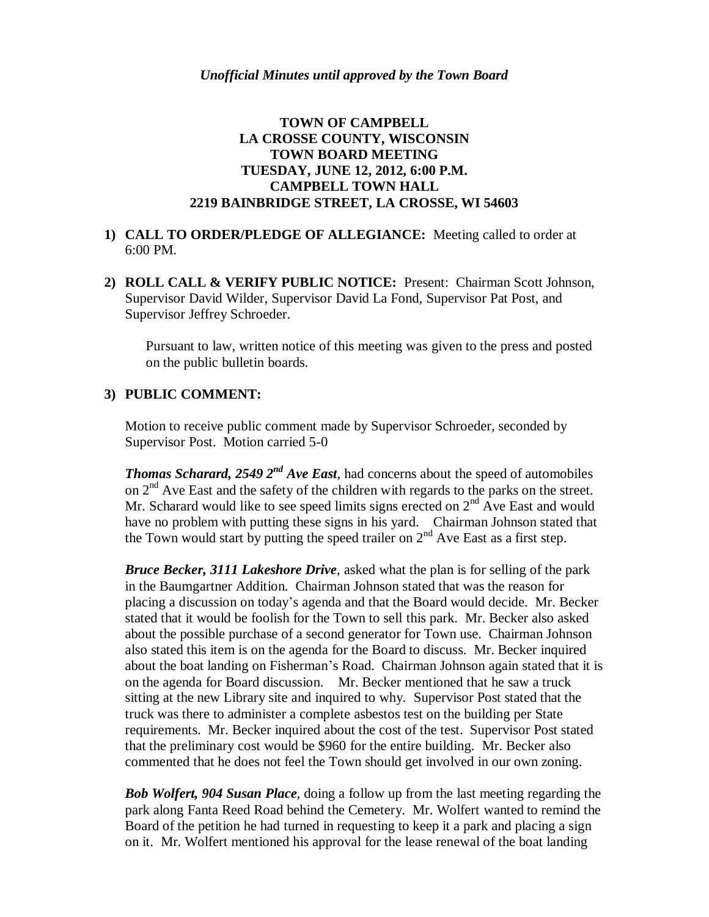*Unofficial Minutes until approved by the Town Board*

**TOWN OF CAMPBELL**
**LA CROSSE COUNTY, WISCONSIN**
**TOWN BOARD MEETING**
**TUESDAY, JUNE 12, 2012, 6:00 P.M.**
**CAMPBELL TOWN HALL**
**2219 BAINBRIDGE STREET, LA CROSSE, WI 54603**

1) **CALL TO ORDER/PLEDGE OF ALLEGIANCE:** Meeting called to order at 6:00 PM.

2) **ROLL CALL & VERIFY PUBLIC NOTICE:** Present: Chairman Scott Johnson, Supervisor David Wilder, Supervisor David La Fond, Supervisor Pat Post, and Supervisor Jeffrey Schroeder.

   Pursuant to law, written notice of this meeting was given to the press and posted on the public bulletin boards.

3) **PUBLIC COMMENT:**

   Motion to receive public comment made by Supervisor Schroeder, seconded by Supervisor Post. Motion carried 5-0

   ***Thomas Scharard, 2549 2nd Ave East***, had concerns about the speed of automobiles on 2nd Ave East and the safety of the children with regards to the parks on the street. Mr. Scharard would like to see speed limits signs erected on 2nd Ave East and would have no problem with putting these signs in his yard. Chairman Johnson stated that the Town would start by putting the speed trailer on 2nd Ave East as a first step.

   ***Bruce Becker, 3111 Lakeshore Drive***, asked what the plan is for selling of the park in the Baumgartner Addition. Chairman Johnson stated that was the reason for placing a discussion on today's agenda and that the Board would decide. Mr. Becker stated that it would be foolish for the Town to sell this park. Mr. Becker also asked about the possible purchase of a second generator for Town use. Chairman Johnson also stated this item is on the agenda for the Board to discuss. Mr. Becker inquired about the boat landing on Fisherman's Road. Chairman Johnson again stated that it is on the agenda for Board discussion. Mr. Becker mentioned that he saw a truck sitting at the new Library site and inquired to why. Supervisor Post stated that the truck was there to administer a complete asbestos test on the building per State requirements. Mr. Becker inquired about the cost of the test. Supervisor Post stated that the preliminary cost would be $960 for the entire building. Mr. Becker also commented that he does not feel the Town should get involved in our own zoning.

   ***Bob Wolfert, 904 Susan Place***, doing a follow up from the last meeting regarding the park along Fanta Reed Road behind the Cemetery. Mr. Wolfert wanted to remind the Board of the petition he had turned in requesting to keep it a park and placing a sign on it. Mr. Wolfert mentioned his approval for the lease renewal of the boat landing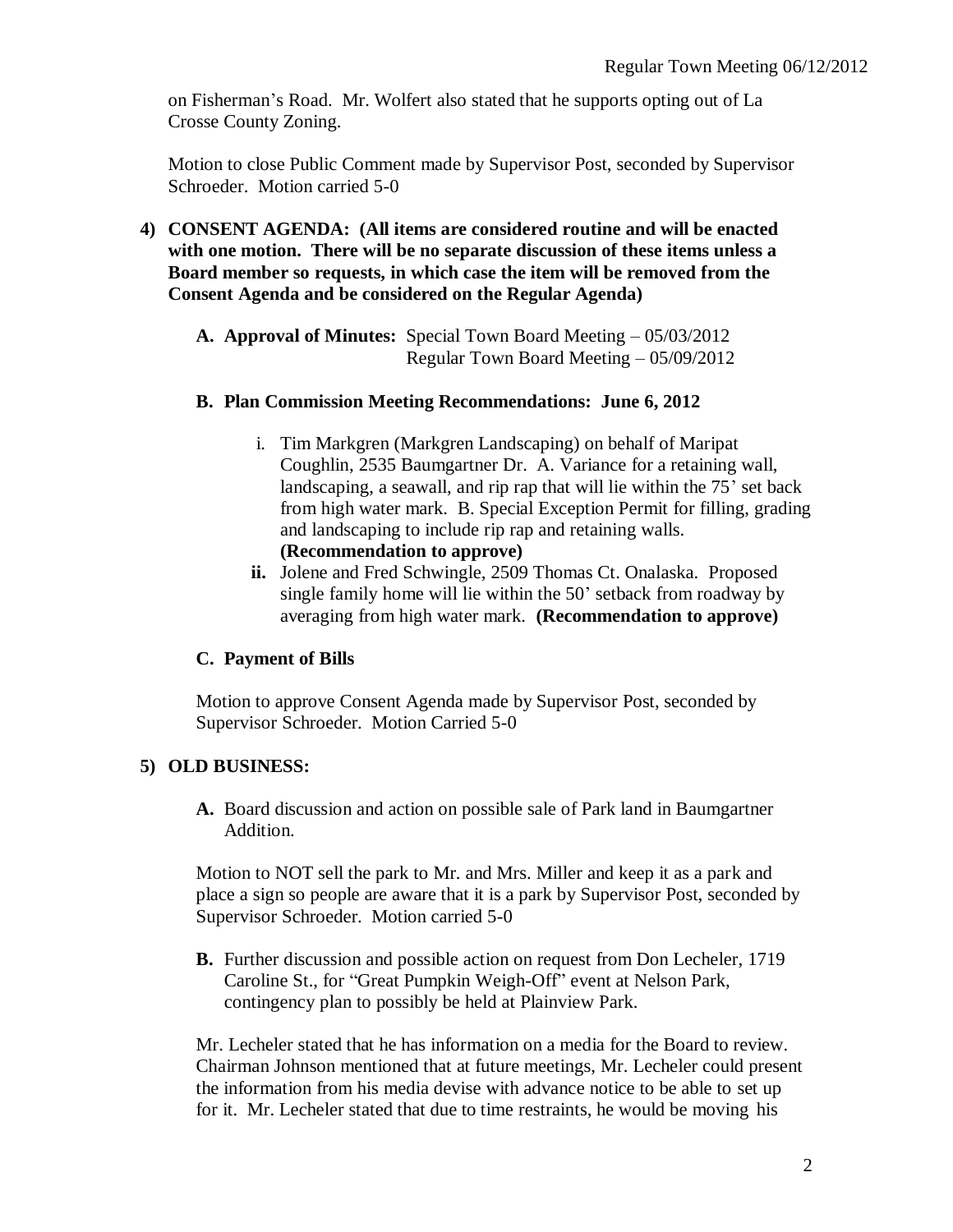on Fisherman's Road. Mr. Wolfert also stated that he supports opting out of La Crosse County Zoning.

Motion to close Public Comment made by Supervisor Post, seconded by Supervisor Schroeder. Motion carried 5-0

**4) CONSENT AGENDA: (All items are considered routine and will be enacted with one motion. There will be no separate discussion of these items unless a Board member so requests, in which case the item will be removed from the Consent Agenda and be considered on the Regular Agenda)**

**A. Approval of Minutes:** Special Town Board Meeting – 05/03/2012
Regular Town Board Meeting – 05/09/2012

**B. Plan Commission Meeting Recommendations: June 6, 2012**

i. Tim Markgren (Markgren Landscaping) on behalf of Maripat Coughlin, 2535 Baumgartner Dr. A. Variance for a retaining wall, landscaping, a seawall, and rip rap that will lie within the 75' set back from high water mark. B. Special Exception Permit for filling, grading and landscaping to include rip rap and retaining walls. **(Recommendation to approve)**

**ii.** Jolene and Fred Schwingle, 2509 Thomas Ct. Onalaska. Proposed single family home will lie within the 50' setback from roadway by averaging from high water mark. **(Recommendation to approve)**

**C. Payment of Bills**

Motion to approve Consent Agenda made by Supervisor Post, seconded by Supervisor Schroeder. Motion Carried 5-0

**5) OLD BUSINESS:**

**A.** Board discussion and action on possible sale of Park land in Baumgartner Addition.

Motion to NOT sell the park to Mr. and Mrs. Miller and keep it as a park and place a sign so people are aware that it is a park by Supervisor Post, seconded by Supervisor Schroeder. Motion carried 5-0

**B.** Further discussion and possible action on request from Don Lecheler, 1719 Caroline St., for "Great Pumpkin Weigh-Off" event at Nelson Park, contingency plan to possibly be held at Plainview Park.

Mr. Lecheler stated that he has information on a media for the Board to review. Chairman Johnson mentioned that at future meetings, Mr. Lecheler could present the information from his media devise with advance notice to be able to set up for it. Mr. Lecheler stated that due to time restraints, he would be moving his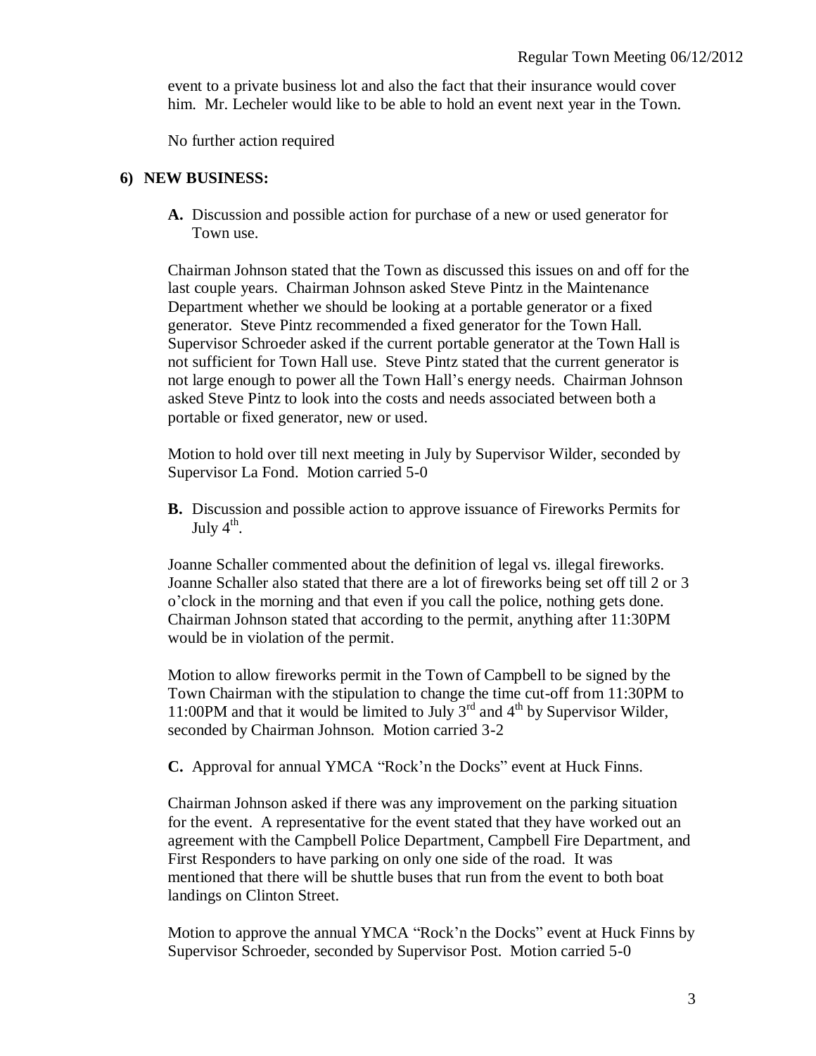event to a private business lot and also the fact that their insurance would cover him. Mr. Lecheler would like to be able to hold an event next year in the Town.

No further action required

## 6) NEW BUSINESS:

**A.** Discussion and possible action for purchase of a new or used generator for Town use.

Chairman Johnson stated that the Town as discussed this issues on and off for the last couple years. Chairman Johnson asked Steve Pintz in the Maintenance Department whether we should be looking at a portable generator or a fixed generator. Steve Pintz recommended a fixed generator for the Town Hall. Supervisor Schroeder asked if the current portable generator at the Town Hall is not sufficient for Town Hall use. Steve Pintz stated that the current generator is not large enough to power all the Town Hall's energy needs. Chairman Johnson asked Steve Pintz to look into the costs and needs associated between both a portable or fixed generator, new or used.

Motion to hold over till next meeting in July by Supervisor Wilder, seconded by Supervisor La Fond. Motion carried 5-0

**B.** Discussion and possible action to approve issuance of Fireworks Permits for July 4th.

Joanne Schaller commented about the definition of legal vs. illegal fireworks. Joanne Schaller also stated that there are a lot of fireworks being set off till 2 or 3 o'clock in the morning and that even if you call the police, nothing gets done. Chairman Johnson stated that according to the permit, anything after 11:30PM would be in violation of the permit.

Motion to allow fireworks permit in the Town of Campbell to be signed by the Town Chairman with the stipulation to change the time cut-off from 11:30PM to 11:00PM and that it would be limited to July 3rd and 4th by Supervisor Wilder, seconded by Chairman Johnson. Motion carried 3-2

**C.** Approval for annual YMCA "Rock'n the Docks" event at Huck Finns.

Chairman Johnson asked if there was any improvement on the parking situation for the event. A representative for the event stated that they have worked out an agreement with the Campbell Police Department, Campbell Fire Department, and First Responders to have parking on only one side of the road. It was mentioned that there will be shuttle buses that run from the event to both boat landings on Clinton Street.

Motion to approve the annual YMCA "Rock'n the Docks" event at Huck Finns by Supervisor Schroeder, seconded by Supervisor Post. Motion carried 5-0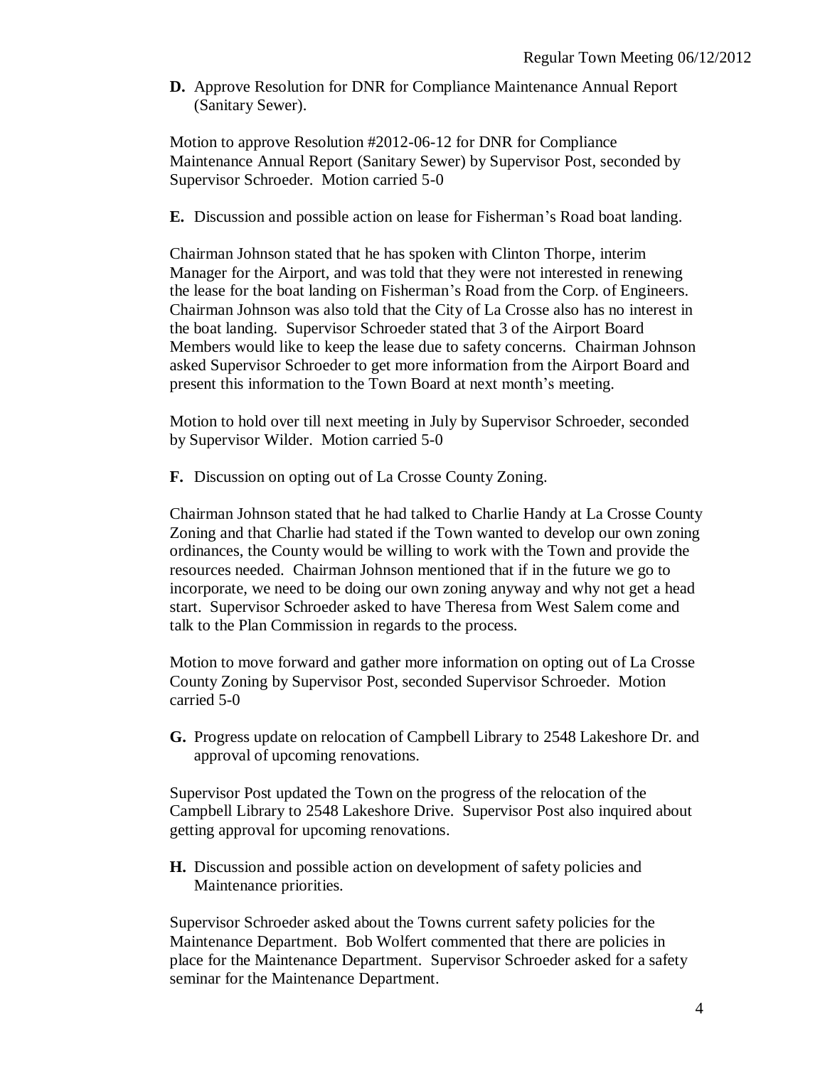**D.** Approve Resolution for DNR for Compliance Maintenance Annual Report (Sanitary Sewer).

Motion to approve Resolution #2012-06-12 for DNR for Compliance Maintenance Annual Report (Sanitary Sewer) by Supervisor Post, seconded by Supervisor Schroeder. Motion carried 5-0

**E.** Discussion and possible action on lease for Fisherman's Road boat landing.

Chairman Johnson stated that he has spoken with Clinton Thorpe, interim Manager for the Airport, and was told that they were not interested in renewing the lease for the boat landing on Fisherman's Road from the Corp. of Engineers. Chairman Johnson was also told that the City of La Crosse also has no interest in the boat landing. Supervisor Schroeder stated that 3 of the Airport Board Members would like to keep the lease due to safety concerns. Chairman Johnson asked Supervisor Schroeder to get more information from the Airport Board and present this information to the Town Board at next month's meeting.

Motion to hold over till next meeting in July by Supervisor Schroeder, seconded by Supervisor Wilder. Motion carried 5-0

**F.** Discussion on opting out of La Crosse County Zoning.

Chairman Johnson stated that he had talked to Charlie Handy at La Crosse County Zoning and that Charlie had stated if the Town wanted to develop our own zoning ordinances, the County would be willing to work with the Town and provide the resources needed. Chairman Johnson mentioned that if in the future we go to incorporate, we need to be doing our own zoning anyway and why not get a head start. Supervisor Schroeder asked to have Theresa from West Salem come and talk to the Plan Commission in regards to the process.

Motion to move forward and gather more information on opting out of La Crosse County Zoning by Supervisor Post, seconded Supervisor Schroeder. Motion carried 5-0

**G.** Progress update on relocation of Campbell Library to 2548 Lakeshore Dr. and approval of upcoming renovations.

Supervisor Post updated the Town on the progress of the relocation of the Campbell Library to 2548 Lakeshore Drive. Supervisor Post also inquired about getting approval for upcoming renovations.

**H.** Discussion and possible action on development of safety policies and Maintenance priorities.

Supervisor Schroeder asked about the Towns current safety policies for the Maintenance Department. Bob Wolfert commented that there are policies in place for the Maintenance Department. Supervisor Schroeder asked for a safety seminar for the Maintenance Department.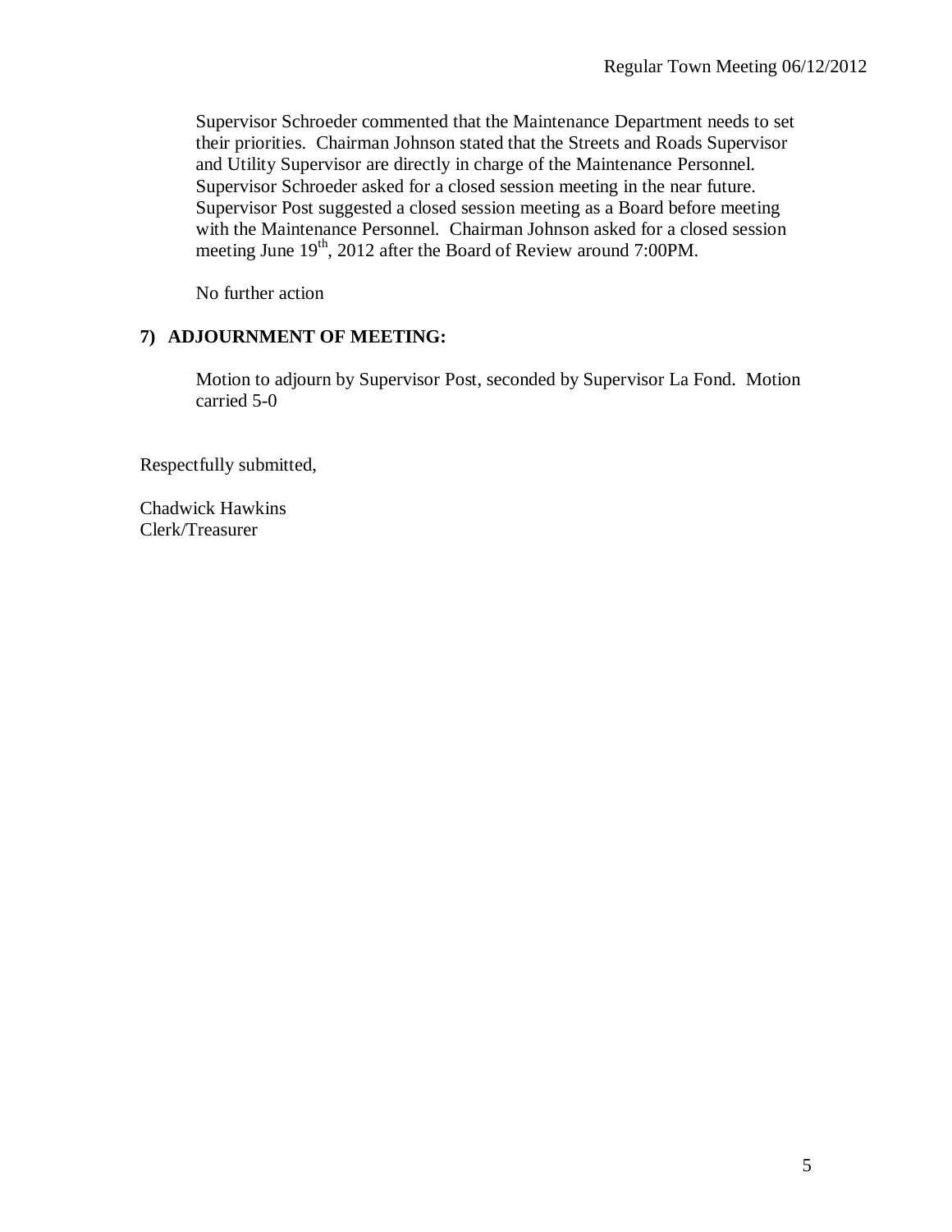Supervisor Schroeder commented that the Maintenance Department needs to set their priorities. Chairman Johnson stated that the Streets and Roads Supervisor and Utility Supervisor are directly in charge of the Maintenance Personnel. Supervisor Schroeder asked for a closed session meeting in the near future. Supervisor Post suggested a closed session meeting as a Board before meeting with the Maintenance Personnel. Chairman Johnson asked for a closed session meeting June 19th, 2012 after the Board of Review around 7:00PM.

No further action

## 7) ADJOURNMENT OF MEETING:

Motion to adjourn by Supervisor Post, seconded by Supervisor La Fond. Motion carried 5-0

Respectfully submitted,

Chadwick Hawkins
Clerk/Treasurer